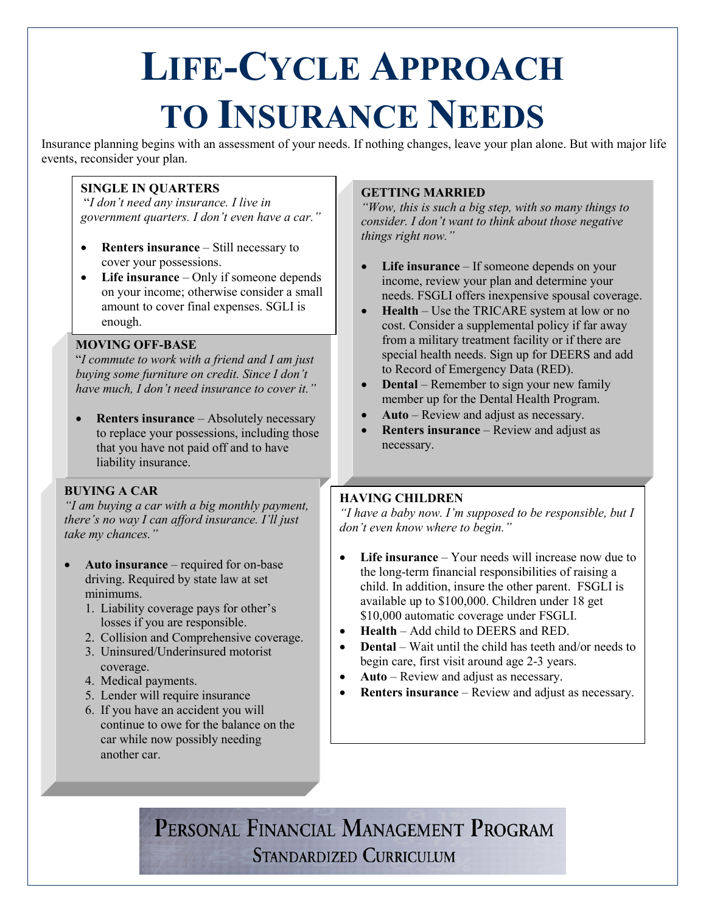# LIFE-CYCLE APPROACH TO INSURANCE NEEDS

Insurance planning begins with an assessment of your needs. If nothing changes, leave your plan alone. But with major life events, reconsider your plan.

### SINGLE IN QUARTERS

"*I don't need any insurance. I live in government quarters. I don't even have a car.*"

- **Renters insurance** – Still necessary to cover your possessions.
- **Life insurance** – Only if someone depends on your income; otherwise consider a small amount to cover final expenses. SGLI is enough.

### MOVING OFF-BASE

"*I commute to work with a friend and I am just buying some furniture on credit. Since I don't have much, I don't need insurance to cover it.*"

- **Renters insurance** – Absolutely necessary to replace your possessions, including those that you have not paid off and to have liability insurance.

### BUYING A CAR

*"I am buying a car with a big monthly payment, there's no way I can afford insurance. I'll just take my chances."*

- **Auto insurance** – required for on-base driving. Required by state law at set minimums.
  1. Liability coverage pays for other's losses if you are responsible.
  2. Collision and Comprehensive coverage.
  3. Uninsured/Underinsured motorist coverage.
  4. Medical payments.
  5. Lender will require insurance
  6. If you have an accident you will continue to owe for the balance on the car while now possibly needing another car.

### GETTING MARRIED

*"Wow, this is such a big step, with so many things to consider. I don't want to think about those negative things right now."*

- **Life insurance** – If someone depends on your income, review your plan and determine your needs. FSGLI offers inexpensive spousal coverage.
- **Health** – Use the TRICARE system at low or no cost. Consider a supplemental policy if far away from a military treatment facility or if there are special health needs. Sign up for DEERS and add to Record of Emergency Data (RED).
- **Dental** – Remember to sign your new family member up for the Dental Health Program.
- **Auto** – Review and adjust as necessary.
- **Renters insurance** – Review and adjust as necessary.

### HAVING CHILDREN

*"I have a baby now. I'm supposed to be responsible, but I don't even know where to begin."*

- **Life insurance** – Your needs will increase now due to the long-term financial responsibilities of raising a child. In addition, insure the other parent. FSGLI is available up to $100,000. Children under 18 get $10,000 automatic coverage under FSGLI.
- **Health** – Add child to DEERS and RED.
- **Dental** – Wait until the child has teeth and/or needs to begin care, first visit around age 2-3 years.
- **Auto** – Review and adjust as necessary.
- **Renters insurance** – Review and adjust as necessary.

PERSONAL FINANCIAL MANAGEMENT PROGRAM
STANDARDIZED CURRICULUM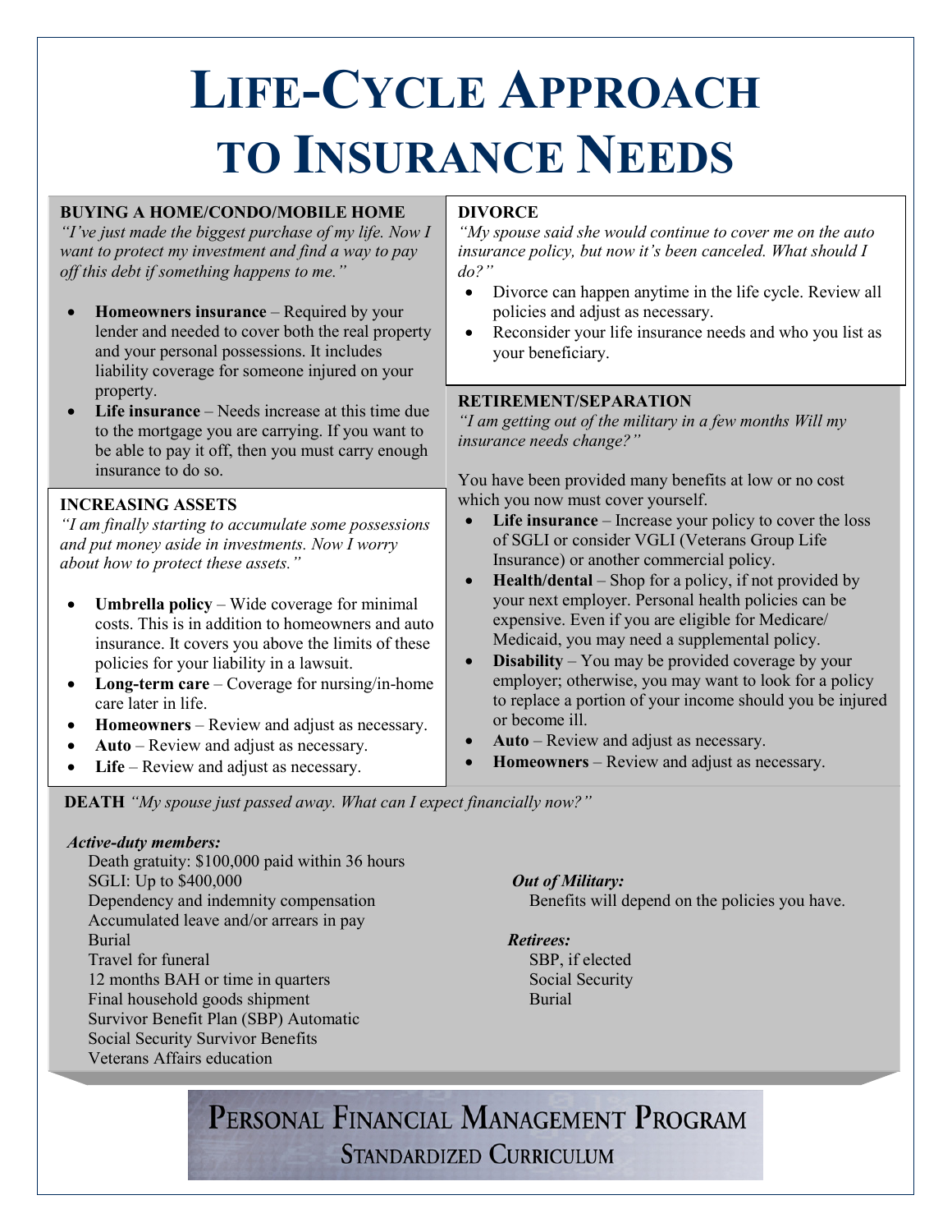# Life-Cycle Approach to Insurance Needs

**BUYING A HOME/CONDO/MOBILE HOME**

*"I've just made the biggest purchase of my life. Now I want to protect my investment and find a way to pay off this debt if something happens to me."*

- **Homeowners insurance** – Required by your lender and needed to cover both the real property and your personal possessions. It includes liability coverage for someone injured on your property.
- **Life insurance** – Needs increase at this time due to the mortgage you are carrying. If you want to be able to pay it off, then you must carry enough insurance to do so.

**INCREASING ASSETS**

*"I am finally starting to accumulate some possessions and put money aside in investments. Now I worry about how to protect these assets."*

- **Umbrella policy** – Wide coverage for minimal costs. This is in addition to homeowners and auto insurance. It covers you above the limits of these policies for your liability in a lawsuit.
- **Long-term care** – Coverage for nursing/in-home care later in life.
- **Homeowners** – Review and adjust as necessary.
- **Auto** – Review and adjust as necessary.
- **Life** – Review and adjust as necessary.

**DIVORCE**

*"My spouse said she would continue to cover me on the auto insurance policy, but now it's been canceled. What should I do?"*

- Divorce can happen anytime in the life cycle. Review all policies and adjust as necessary.
- Reconsider your life insurance needs and who you list as your beneficiary.

**RETIREMENT/SEPARATION**

*"I am getting out of the military in a few months Will my insurance needs change?"*

You have been provided many benefits at low or no cost which you now must cover yourself.

- **Life insurance** – Increase your policy to cover the loss of SGLI or consider VGLI (Veterans Group Life Insurance) or another commercial policy.
- **Health/dental** – Shop for a policy, if not provided by your next employer. Personal health policies can be expensive. Even if you are eligible for Medicare/ Medicaid, you may need a supplemental policy.
- **Disability** – You may be provided coverage by your employer; otherwise, you may want to look for a policy to replace a portion of your income should you be injured or become ill.
- **Auto** – Review and adjust as necessary.
- **Homeowners** – Review and adjust as necessary.

**DEATH** *"My spouse just passed away. What can I expect financially now?"*

***Active-duty members:***

Death gratuity: $100,000 paid within 36 hours
SGLI: Up to $400,000
Dependency and indemnity compensation
Accumulated leave and/or arrears in pay
Burial
Travel for funeral
12 months BAH or time in quarters
Final household goods shipment
Survivor Benefit Plan (SBP) Automatic
Social Security Survivor Benefits
Veterans Affairs education

***Out of Military:***

Benefits will depend on the policies you have.

***Retirees:***

SBP, if elected
Social Security
Burial

PERSONAL FINANCIAL MANAGEMENT PROGRAM
STANDARDIZED CURRICULUM